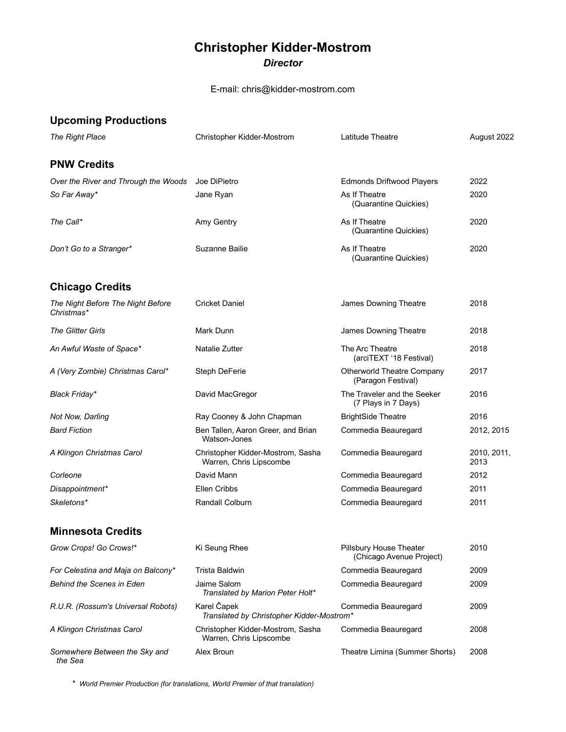# Christopher Kidder-Mostrom

***Director***

E-mail: chris@kidder-mostrom.com

## Upcoming Productions

| | | | |
|---|---|---|---|
| *The Right Place* | Christopher Kidder-Mostrom | Latitude Theatre | August 2022 |

## PNW Credits

| | | | |
|---|---|---|---|
| *Over the River and Through the Woods* | Joe DiPietro | Edmonds Driftwood Players | 2022 |
| *So Far Away\** | Jane Ryan | As If Theatre (Quarantine Quickies) | 2020 |
| *The Call\** | Amy Gentry | As If Theatre (Quarantine Quickies) | 2020 |
| *Don't Go to a Stranger\** | Suzanne Bailie | As If Theatre (Quarantine Quickies) | 2020 |

## Chicago Credits

| | | | |
|---|---|---|---|
| *The Night Before The Night Before Christmas\** | Cricket Daniel | James Downing Theatre | 2018 |
| *The Glitter Girls* | Mark Dunn | James Downing Theatre | 2018 |
| *An Awful Waste of Space\** | Natalie Zutter | The Arc Theatre (arciTEXT '18 Festival) | 2018 |
| *A (Very Zombie) Christmas Carol\** | Steph DeFerie | Otherworld Theatre Company (Paragon Festival) | 2017 |
| *Black Friday\** | David MacGregor | The Traveler and the Seeker (7 Plays in 7 Days) | 2016 |
| *Not Now, Darling* | Ray Cooney & John Chapman | BrightSide Theatre | 2016 |
| *Bard Fiction* | Ben Tallen, Aaron Greer, and Brian Watson-Jones | Commedia Beauregard | 2012, 2015 |
| *A Klingon Christmas Carol* | Christopher Kidder-Mostrom, Sasha Warren, Chris Lipscombe | Commedia Beauregard | 2010, 2011, 2013 |
| *Corleone* | David Mann | Commedia Beauregard | 2012 |
| *Disappointment\** | Ellen Cribbs | Commedia Beauregard | 2011 |
| *Skeletons\** | Randall Colburn | Commedia Beauregard | 2011 |

## Minnesota Credits

| | | | |
|---|---|---|---|
| *Grow Crops! Go Crows!\** | Ki Seung Rhee | Pillsbury House Theater (Chicago Avenue Project) | 2010 |
| *For Celestina and Maja on Balcony\** | Trista Baldwin | Commedia Beauregard | 2009 |
| *Behind the Scenes in Eden* | Jaime Salom *Translated by Marion Peter Holt\** | Commedia Beauregard | 2009 |
| *R.U.R. (Rossum's Universal Robots)* | Karel Čapek *Translated by Christopher Kidder-Mostrom\** | Commedia Beauregard | 2009 |
| *A Klingon Christmas Carol* | Christopher Kidder-Mostrom, Sasha Warren, Chris Lipscombe | Commedia Beauregard | 2008 |
| *Somewhere Between the Sky and the Sea* | Alex Broun | Theatre Limina (Summer Shorts) | 2008 |

\* *World Premier Production (for translations, World Premier of that translation)*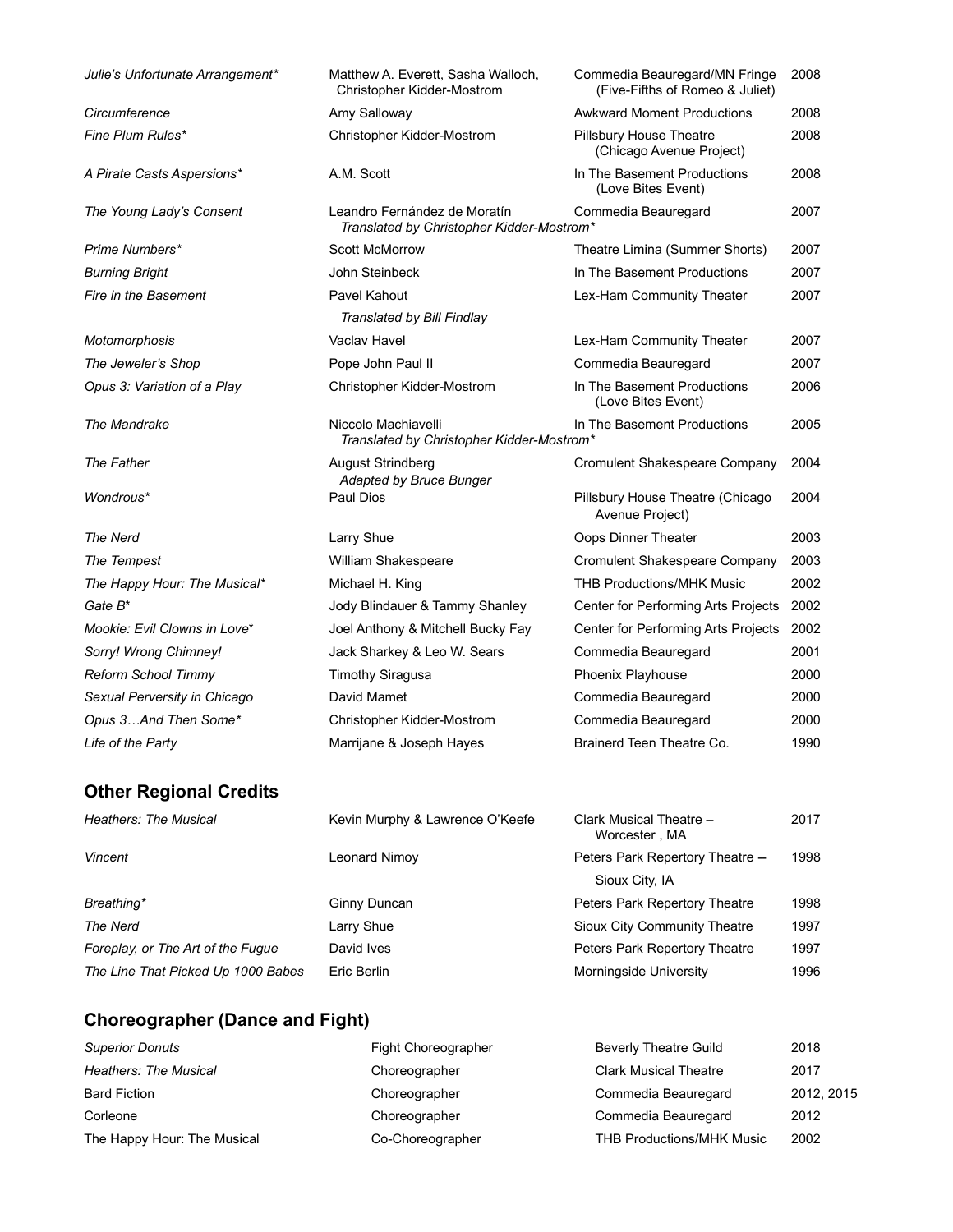| | | | |
|---|---|---|---|
| *Julie's Unfortunate Arrangement** | Matthew A. Everett, Sasha Walloch, Christopher Kidder-Mostrom | Commedia Beauregard/MN Fringe (Five-Fifths of Romeo & Juliet) | 2008 |
| *Circumference* | Amy Salloway | Awkward Moment Productions | 2008 |
| *Fine Plum Rules** | Christopher Kidder-Mostrom | Pillsbury House Theatre (Chicago Avenue Project) | 2008 |
| *A Pirate Casts Aspersions** | A.M. Scott | In The Basement Productions (Love Bites Event) | 2008 |
| *The Young Lady's Consent* | Leandro Fernández de Moratín *Translated by Christopher Kidder-Mostrom** | Commedia Beauregard | 2007 |
| *Prime Numbers** | Scott McMorrow | Theatre Limina (Summer Shorts) | 2007 |
| *Burning Bright* | John Steinbeck | In The Basement Productions | 2007 |
| *Fire in the Basement* | Pavel Kahout *Translated by Bill Findlay* | Lex-Ham Community Theater | 2007 |
| *Motomorphosis* | Vaclav Havel | Lex-Ham Community Theater | 2007 |
| *The Jeweler's Shop* | Pope John Paul II | Commedia Beauregard | 2007 |
| *Opus 3: Variation of a Play* | Christopher Kidder-Mostrom | In The Basement Productions (Love Bites Event) | 2006 |
| *The Mandrake* | Niccolo Machiavelli *Translated by Christopher Kidder-Mostrom** | In The Basement Productions | 2005 |
| *The Father* | August Strindberg *Adapted by Bruce Bunger* | Cromulent Shakespeare Company | 2004 |
| *Wondrous** | Paul Dios | Pillsbury House Theatre (Chicago Avenue Project) | 2004 |
| *The Nerd* | Larry Shue | Oops Dinner Theater | 2003 |
| *The Tempest* | William Shakespeare | Cromulent Shakespeare Company | 2003 |
| *The Happy Hour: The Musical** | Michael H. King | THB Productions/MHK Music | 2002 |
| *Gate B** | Jody Blindauer & Tammy Shanley | Center for Performing Arts Projects | 2002 |
| *Mookie: Evil Clowns in Love** | Joel Anthony & Mitchell Bucky Fay | Center for Performing Arts Projects | 2002 |
| *Sorry! Wrong Chimney!* | Jack Sharkey & Leo W. Sears | Commedia Beauregard | 2001 |
| *Reform School Timmy* | Timothy Siragusa | Phoenix Playhouse | 2000 |
| *Sexual Perversity in Chicago* | David Mamet | Commedia Beauregard | 2000 |
| *Opus 3…And Then Some** | Christopher Kidder-Mostrom | Commedia Beauregard | 2000 |
| *Life of the Party* | Marrijane & Joseph Hayes | Brainerd Teen Theatre Co. | 1990 |

## Other Regional Credits

| | | | |
|---|---|---|---|
| *Heathers: The Musical* | Kevin Murphy & Lawrence O'Keefe | Clark Musical Theatre – Worcester , MA | 2017 |
| *Vincent* | Leonard Nimoy | Peters Park Repertory Theatre -- Sioux City, IA | 1998 |
| *Breathing** | Ginny Duncan | Peters Park Repertory Theatre | 1998 |
| *The Nerd* | Larry Shue | Sioux City Community Theatre | 1997 |
| *Foreplay, or The Art of the Fugue* | David Ives | Peters Park Repertory Theatre | 1997 |
| *The Line That Picked Up 1000 Babes* | Eric Berlin | Morningside University | 1996 |

## Choreographer (Dance and Fight)

| | | | |
|---|---|---|---|
| *Superior Donuts* | Fight Choreographer | Beverly Theatre Guild | 2018 |
| *Heathers: The Musical* | Choreographer | Clark Musical Theatre | 2017 |
| Bard Fiction | Choreographer | Commedia Beauregard | 2012, 2015 |
| Corleone | Choreographer | Commedia Beauregard | 2012 |
| The Happy Hour: The Musical | Co-Choreographer | THB Productions/MHK Music | 2002 |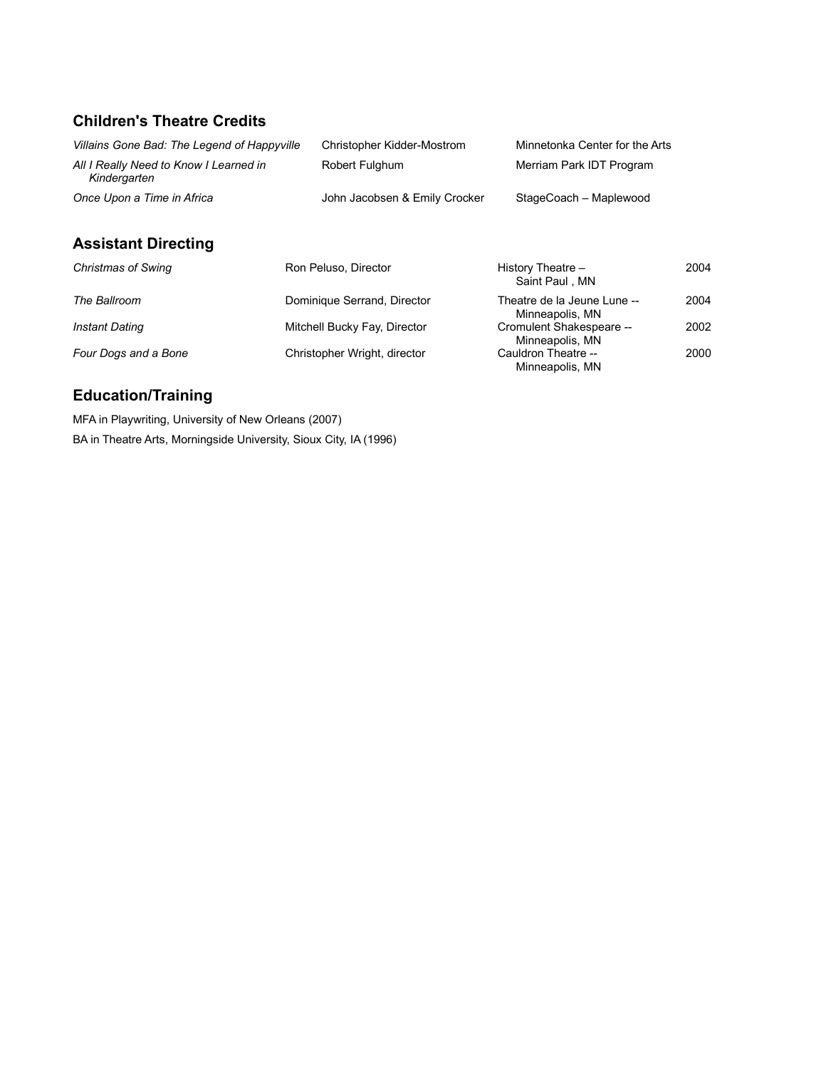## Children's Theatre Credits

| | | |
|---|---|---|
| *Villains Gone Bad: The Legend of Happyville* | Christopher Kidder-Mostrom | Minnetonka Center for the Arts |
| *All I Really Need to Know I Learned in Kindergarten* | Robert Fulghum | Merriam Park IDT Program |
| *Once Upon a Time in Africa* | John Jacobsen & Emily Crocker | StageCoach – Maplewood |

## Assistant Directing

| | | | |
|---|---|---|---|
| *Christmas of Swing* | Ron Peluso, Director | History Theatre – Saint Paul , MN | 2004 |
| *The Ballroom* | Dominique Serrand, Director | Theatre de la Jeune Lune -- Minneapolis, MN | 2004 |
| *Instant Dating* | Mitchell Bucky Fay, Director | Cromulent Shakespeare -- Minneapolis, MN | 2002 |
| *Four Dogs and a Bone* | Christopher Wright, director | Cauldron Theatre -- Minneapolis, MN | 2000 |

## Education/Training

MFA in Playwriting, University of New Orleans (2007)

BA in Theatre Arts, Morningside University, Sioux City, IA (1996)